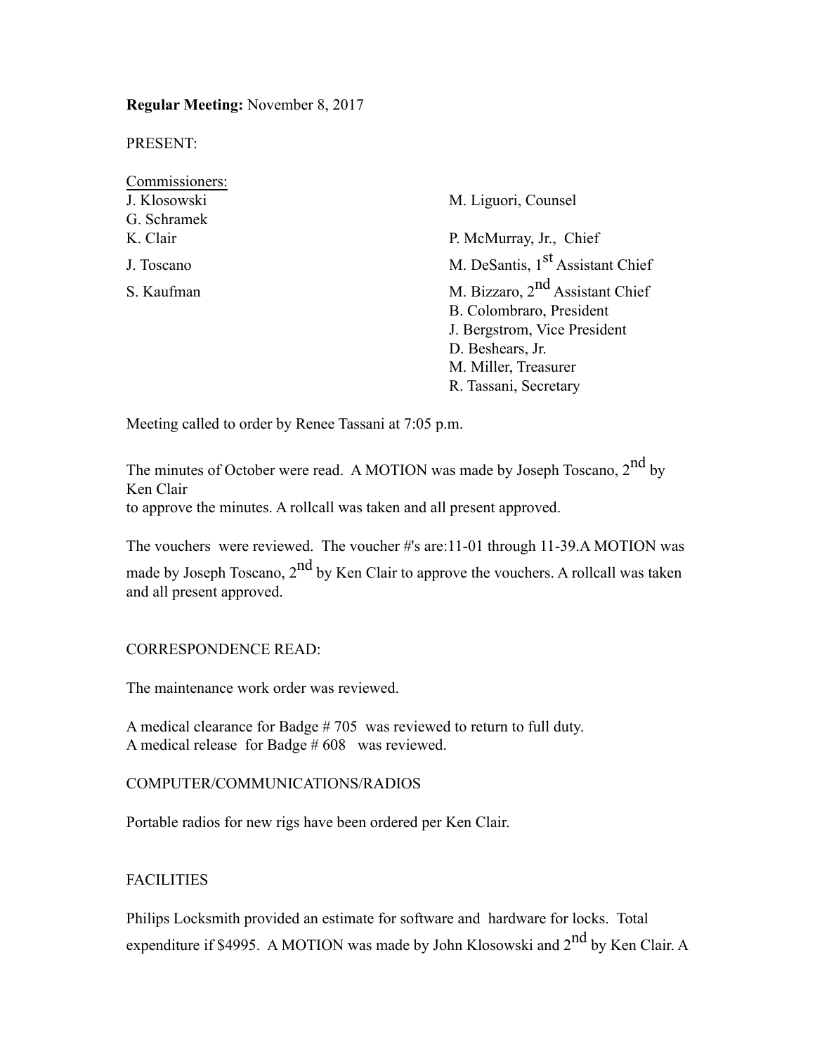**Regular Meeting:** November 8, 2017

PRESENT:

| Commissioners: | |
|---|---|
| J. Klosowski | M. Liguori, Counsel |
| G. Schramek | |
| K. Clair | P. McMurray, Jr., Chief |
| J. Toscano | M. DeSantis, 1st Assistant Chief |
| S. Kaufman | M. Bizzaro, 2nd Assistant Chief |
| | B. Colombraro, President |
| | J. Bergstrom, Vice President |
| | D. Beshears, Jr. |
| | M. Miller, Treasurer |
| | R. Tassani, Secretary |

Meeting called to order by Renee Tassani at 7:05 p.m.

The minutes of October were read. A MOTION was made by Joseph Toscano, 2nd by Ken Clair to approve the minutes. A rollcall was taken and all present approved.

The vouchers were reviewed. The voucher #'s are:11-01 through 11-39.A MOTION was made by Joseph Toscano, 2nd by Ken Clair to approve the vouchers. A rollcall was taken and all present approved.

CORRESPONDENCE READ:

The maintenance work order was reviewed.

A medical clearance for Badge # 705 was reviewed to return to full duty.
A medical release for Badge # 608 was reviewed.

COMPUTER/COMMUNICATIONS/RADIOS

Portable radios for new rigs have been ordered per Ken Clair.

FACILITIES

Philips Locksmith provided an estimate for software and hardware for locks. Total expenditure if $4995. A MOTION was made by John Klosowski and 2nd by Ken Clair. A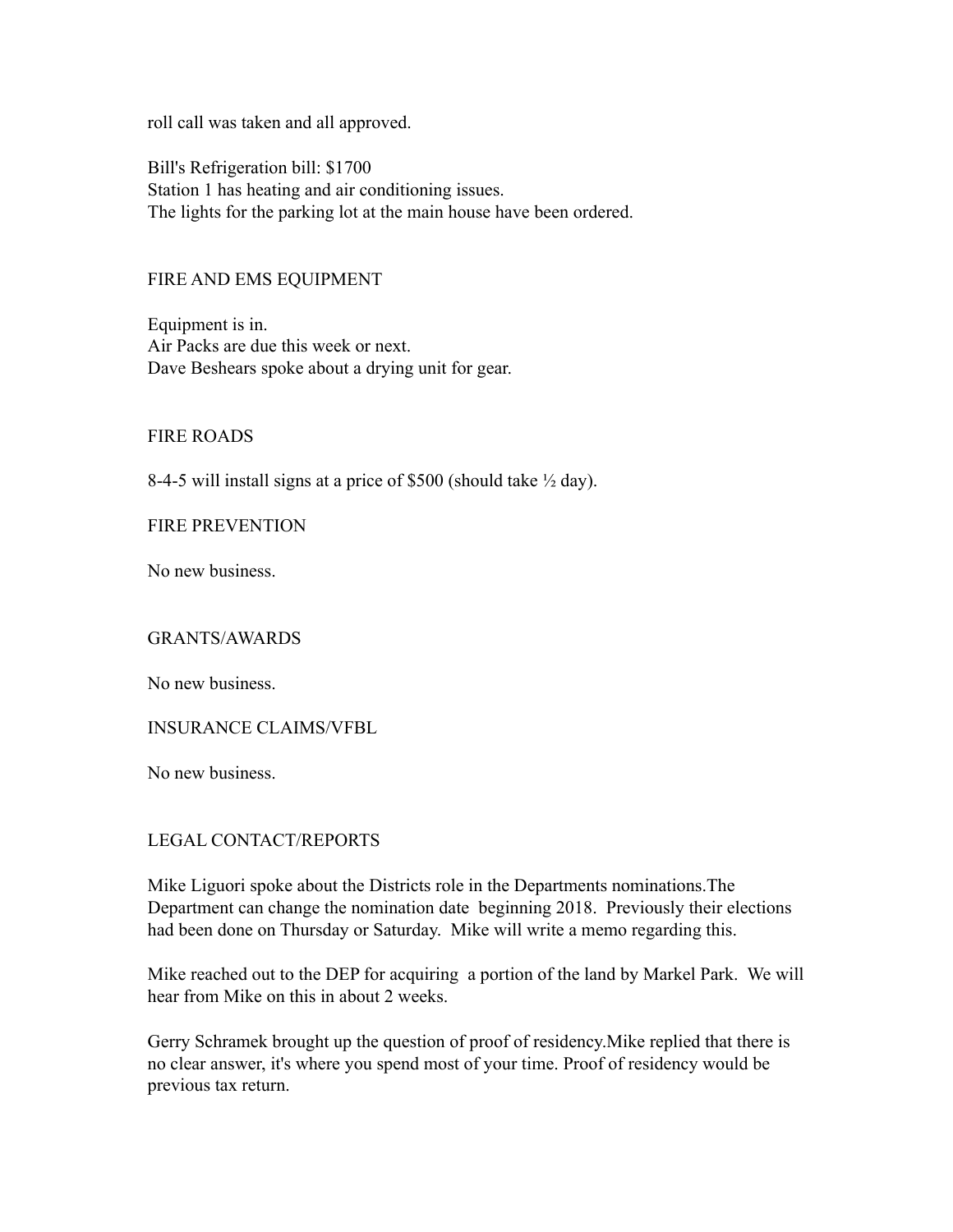roll call was taken and all approved.

Bill's Refrigeration bill: $1700
Station 1 has heating and air conditioning issues.
The lights for the parking lot at the main house have been ordered.

## FIRE AND EMS EQUIPMENT

Equipment is in.
Air Packs are due this week or next.
Dave Beshears spoke about a drying unit for gear.

## FIRE ROADS

8-4-5 will install signs at a price of $500 (should take ½ day).

## FIRE PREVENTION

No new business.

## GRANTS/AWARDS

No new business.

## INSURANCE CLAIMS/VFBL

No new business.

## LEGAL CONTACT/REPORTS

Mike Liguori spoke about the Districts role in the Departments nominations.The Department can change the nomination date beginning 2018. Previously their elections had been done on Thursday or Saturday. Mike will write a memo regarding this.

Mike reached out to the DEP for acquiring a portion of the land by Markel Park. We will hear from Mike on this in about 2 weeks.

Gerry Schramek brought up the question of proof of residency.Mike replied that there is no clear answer, it's where you spend most of your time. Proof of residency would be previous tax return.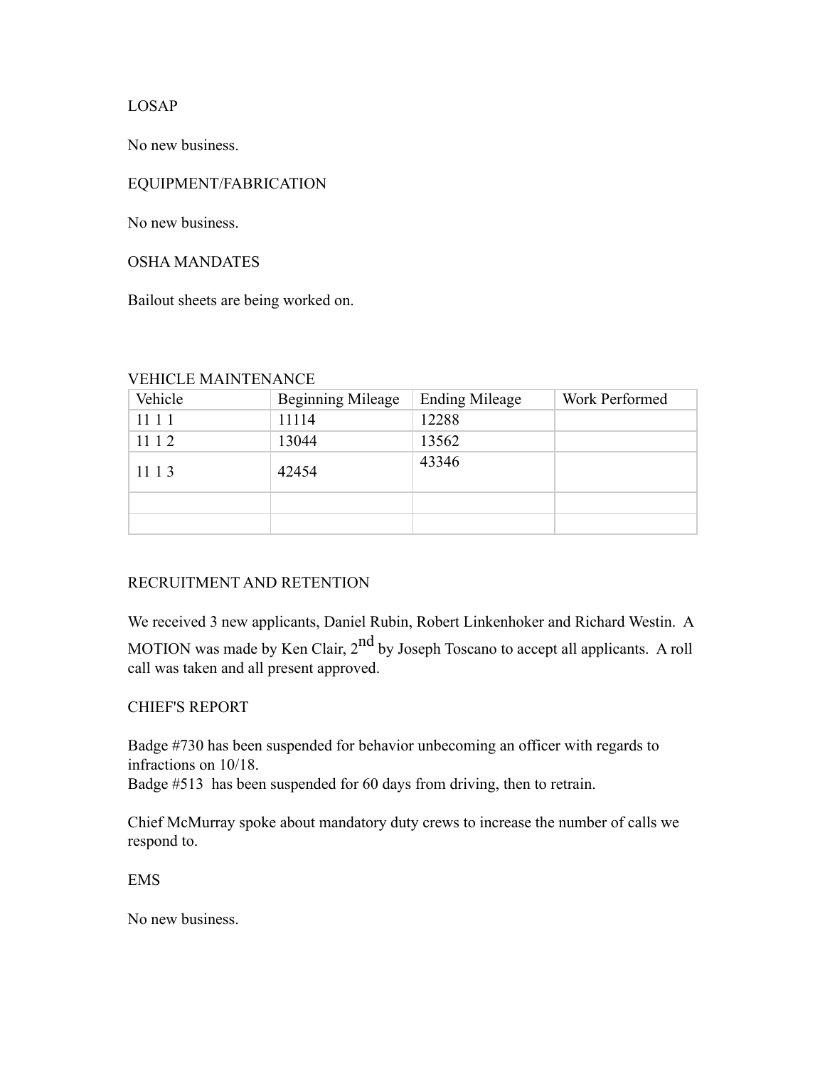LOSAP

No new business.

EQUIPMENT/FABRICATION

No new business.

OSHA MANDATES

Bailout sheets are being worked on.

VEHICLE MAINTENANCE

| Vehicle | Beginning Mileage | Ending Mileage | Work Performed |
|---|---|---|---|
| 11 1 1 | 11114 | 12288 | |
| 11 1 2 | 13044 | 13562 | |
| 11 1 3 | 42454 | 43346 | |
| | | | |
| | | | |

RECRUITMENT AND RETENTION

We received 3 new applicants, Daniel Rubin, Robert Linkenhoker and Richard Westin. A MOTION was made by Ken Clair, 2nd by Joseph Toscano to accept all applicants. A roll call was taken and all present approved.

CHIEF'S REPORT

Badge #730 has been suspended for behavior unbecoming an officer with regards to infractions on 10/18.
Badge #513 has been suspended for 60 days from driving, then to retrain.

Chief McMurray spoke about mandatory duty crews to increase the number of calls we respond to.

EMS

No new business.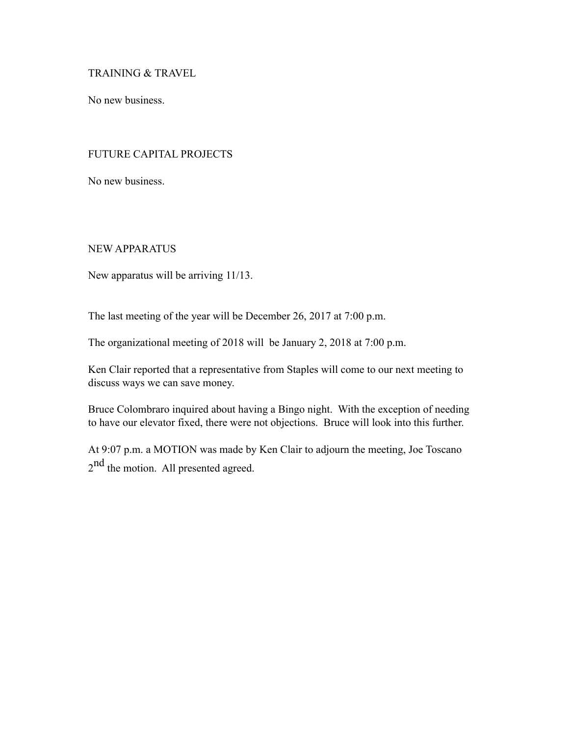TRAINING & TRAVEL

No new business.

FUTURE CAPITAL PROJECTS

No new business.

NEW APPARATUS

New apparatus will be arriving 11/13.

The last meeting of the year will be December 26, 2017 at 7:00 p.m.

The organizational meeting of 2018 will be January 2, 2018 at 7:00 p.m.

Ken Clair reported that a representative from Staples will come to our next meeting to discuss ways we can save money.

Bruce Colombraro inquired about having a Bingo night. With the exception of needing to have our elevator fixed, there were not objections. Bruce will look into this further.

At 9:07 p.m. a MOTION was made by Ken Clair to adjourn the meeting, Joe Toscano 2nd the motion. All presented agreed.